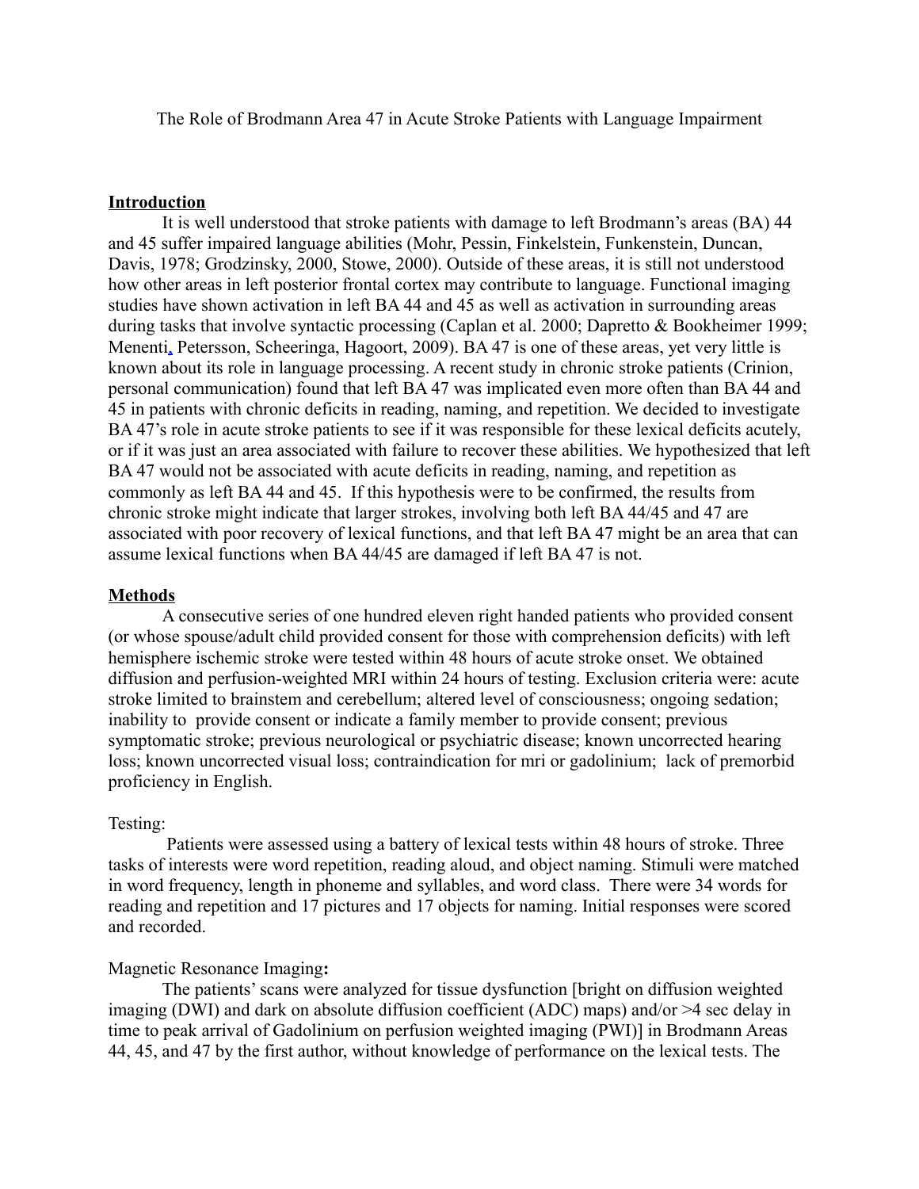The Role of Brodmann Area 47 in Acute Stroke Patients with Language Impairment

## Introduction

It is well understood that stroke patients with damage to left Brodmann's areas (BA) 44 and 45 suffer impaired language abilities (Mohr, Pessin, Finkelstein, Funkenstein, Duncan, Davis, 1978; Grodzinsky, 2000, Stowe, 2000). Outside of these areas, it is still not understood how other areas in left posterior frontal cortex may contribute to language. Functional imaging studies have shown activation in left BA 44 and 45 as well as activation in surrounding areas during tasks that involve syntactic processing (Caplan et al. 2000; Dapretto & Bookheimer 1999; Menenti, Petersson, Scheeringa, Hagoort, 2009). BA 47 is one of these areas, yet very little is known about its role in language processing. A recent study in chronic stroke patients (Crinion, personal communication) found that left BA 47 was implicated even more often than BA 44 and 45 in patients with chronic deficits in reading, naming, and repetition. We decided to investigate BA 47's role in acute stroke patients to see if it was responsible for these lexical deficits acutely, or if it was just an area associated with failure to recover these abilities. We hypothesized that left BA 47 would not be associated with acute deficits in reading, naming, and repetition as commonly as left BA 44 and 45. If this hypothesis were to be confirmed, the results from chronic stroke might indicate that larger strokes, involving both left BA 44/45 and 47 are associated with poor recovery of lexical functions, and that left BA 47 might be an area that can assume lexical functions when BA 44/45 are damaged if left BA 47 is not.

## Methods

A consecutive series of one hundred eleven right handed patients who provided consent (or whose spouse/adult child provided consent for those with comprehension deficits) with left hemisphere ischemic stroke were tested within 48 hours of acute stroke onset. We obtained diffusion and perfusion-weighted MRI within 24 hours of testing. Exclusion criteria were: acute stroke limited to brainstem and cerebellum; altered level of consciousness; ongoing sedation; inability to provide consent or indicate a family member to provide consent; previous symptomatic stroke; previous neurological or psychiatric disease; known uncorrected hearing loss; known uncorrected visual loss; contraindication for mri or gadolinium; lack of premorbid proficiency in English.

Testing:

Patients were assessed using a battery of lexical tests within 48 hours of stroke. Three tasks of interests were word repetition, reading aloud, and object naming. Stimuli were matched in word frequency, length in phoneme and syllables, and word class. There were 34 words for reading and repetition and 17 pictures and 17 objects for naming. Initial responses were scored and recorded.

Magnetic Resonance Imaging**:**

The patients' scans were analyzed for tissue dysfunction [bright on diffusion weighted imaging (DWI) and dark on absolute diffusion coefficient (ADC) maps) and/or >4 sec delay in time to peak arrival of Gadolinium on perfusion weighted imaging (PWI)] in Brodmann Areas 44, 45, and 47 by the first author, without knowledge of performance on the lexical tests. The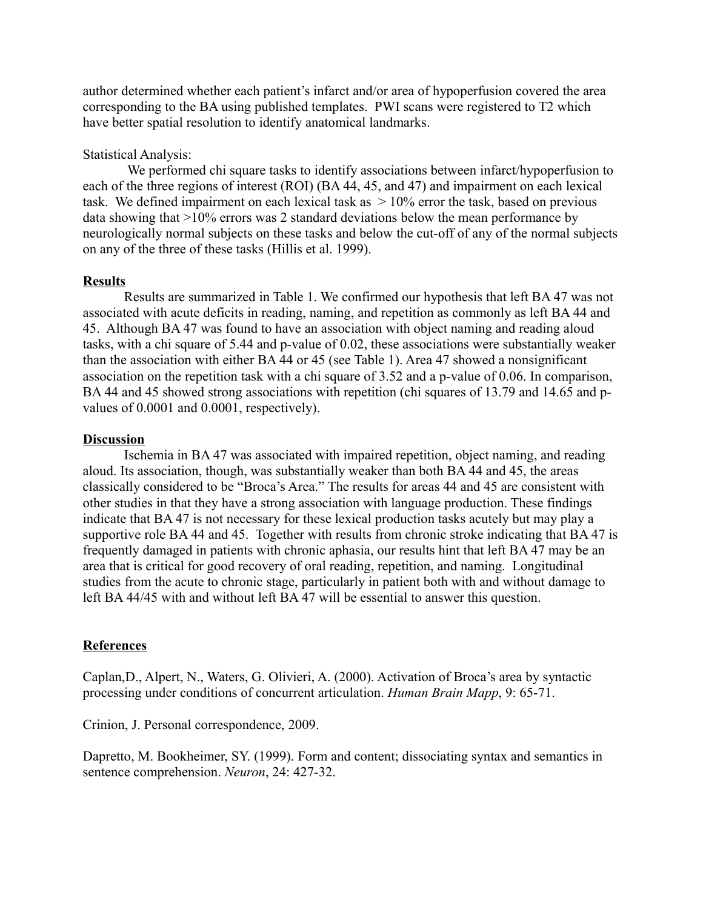author determined whether each patient's infarct and/or area of hypoperfusion covered the area corresponding to the BA using published templates. PWI scans were registered to T2 which have better spatial resolution to identify anatomical landmarks.

Statistical Analysis:

We performed chi square tasks to identify associations between infarct/hypoperfusion to each of the three regions of interest (ROI) (BA 44, 45, and 47) and impairment on each lexical task. We defined impairment on each lexical task as > 10% error the task, based on previous data showing that >10% errors was 2 standard deviations below the mean performance by neurologically normal subjects on these tasks and below the cut-off of any of the normal subjects on any of the three of these tasks (Hillis et al. 1999).

## **Results**

Results are summarized in Table 1. We confirmed our hypothesis that left BA 47 was not associated with acute deficits in reading, naming, and repetition as commonly as left BA 44 and 45. Although BA 47 was found to have an association with object naming and reading aloud tasks, with a chi square of 5.44 and p-value of 0.02, these associations were substantially weaker than the association with either BA 44 or 45 (see Table 1). Area 47 showed a nonsignificant association on the repetition task with a chi square of 3.52 and a p-value of 0.06. In comparison, BA 44 and 45 showed strong associations with repetition (chi squares of 13.79 and 14.65 and p-values of 0.0001 and 0.0001, respectively).

## **Discussion**

Ischemia in BA 47 was associated with impaired repetition, object naming, and reading aloud. Its association, though, was substantially weaker than both BA 44 and 45, the areas classically considered to be "Broca's Area." The results for areas 44 and 45 are consistent with other studies in that they have a strong association with language production. These findings indicate that BA 47 is not necessary for these lexical production tasks acutely but may play a supportive role BA 44 and 45. Together with results from chronic stroke indicating that BA 47 is frequently damaged in patients with chronic aphasia, our results hint that left BA 47 may be an area that is critical for good recovery of oral reading, repetition, and naming. Longitudinal studies from the acute to chronic stage, particularly in patient both with and without damage to left BA 44/45 with and without left BA 47 will be essential to answer this question.

## **References**

Caplan,D., Alpert, N., Waters, G. Olivieri, A. (2000). Activation of Broca's area by syntactic processing under conditions of concurrent articulation. *Human Brain Mapp*, 9: 65-71.

Crinion, J. Personal correspondence, 2009.

Dapretto, M. Bookheimer, SY. (1999). Form and content; dissociating syntax and semantics in sentence comprehension. *Neuron*, 24: 427-32.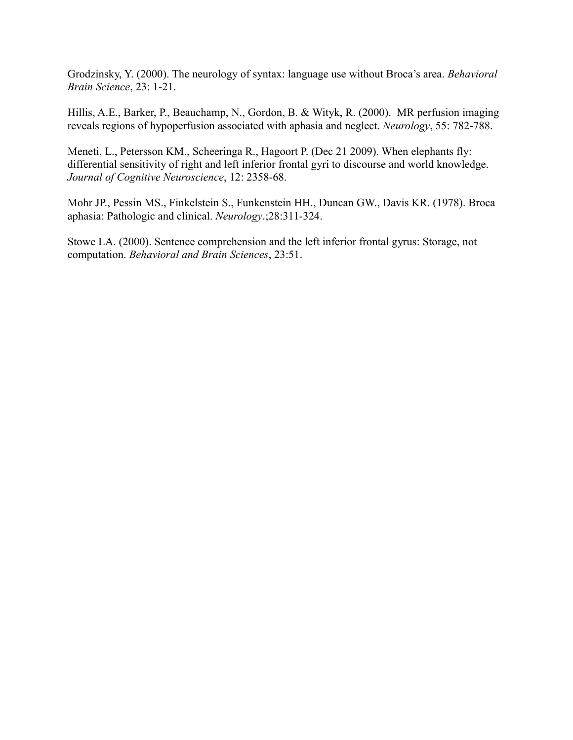Grodzinsky, Y. (2000). The neurology of syntax: language use without Broca's area. *Behavioral Brain Science*, 23: 1-21.

Hillis, A.E., Barker, P., Beauchamp, N., Gordon, B. & Wityk, R. (2000). MR perfusion imaging reveals regions of hypoperfusion associated with aphasia and neglect. *Neurology*, 55: 782-788.

Meneti, L., Petersson KM., Scheeringa R., Hagoort P. (Dec 21 2009). When elephants fly: differential sensitivity of right and left inferior frontal gyri to discourse and world knowledge. *Journal of Cognitive Neuroscience*, 12: 2358-68.

Mohr JP., Pessin MS., Finkelstein S., Funkenstein HH., Duncan GW., Davis KR. (1978). Broca aphasia: Pathologic and clinical. *Neurology*.;28:311-324.

Stowe LA. (2000). Sentence comprehension and the left inferior frontal gyrus: Storage, not computation. *Behavioral and Brain Sciences*, 23:51.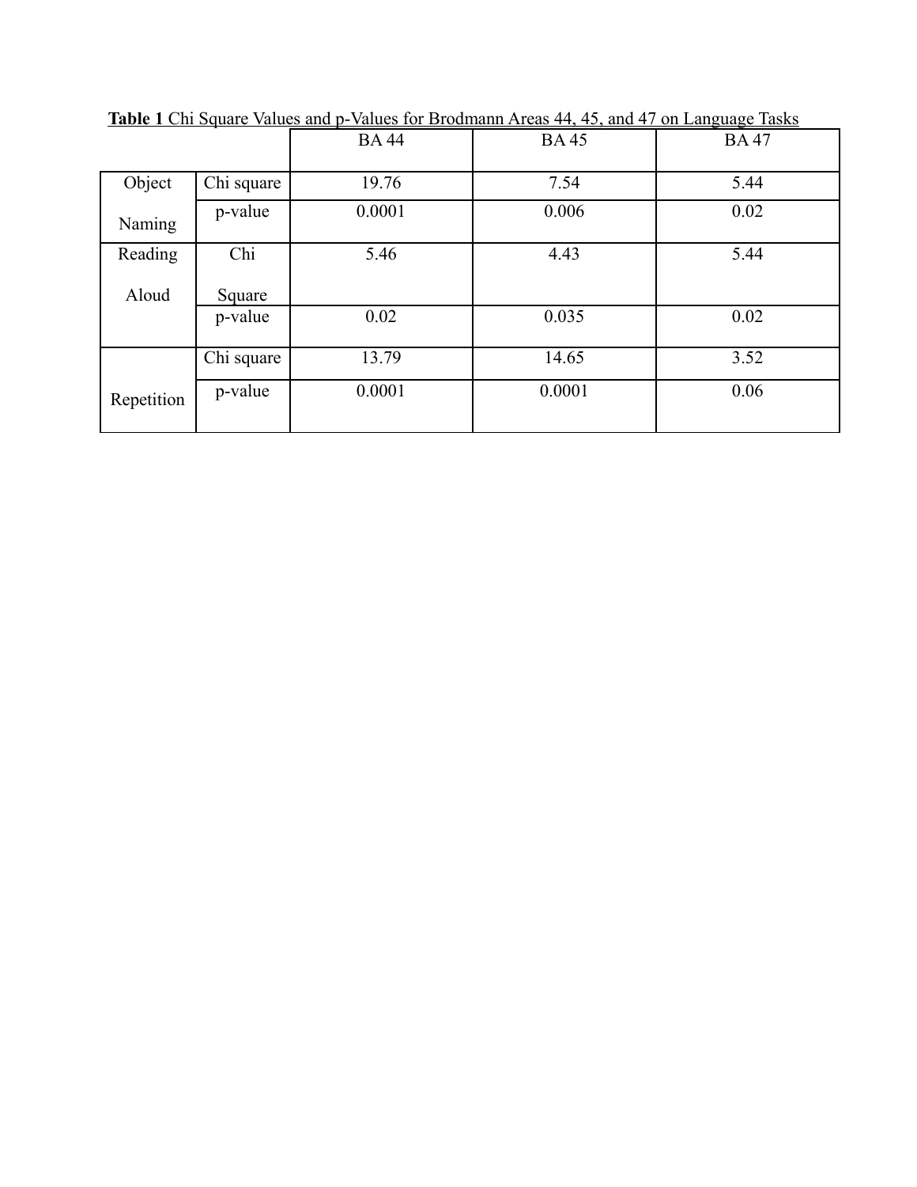**Table 1** Chi Square Values and p-Values for Brodmann Areas 44, 45, and 47 on Language Tasks

| | | BA 44 | BA 45 | BA 47 |
|---|---|---|---|---|
| Object Naming | Chi square | 19.76 | 7.54 | 5.44 |
| | p-value | 0.0001 | 0.006 | 0.02 |
| Reading Aloud | Chi Square | 5.46 | 4.43 | 5.44 |
| | p-value | 0.02 | 0.035 | 0.02 |
| Repetition | Chi square | 13.79 | 14.65 | 3.52 |
| | p-value | 0.0001 | 0.0001 | 0.06 |